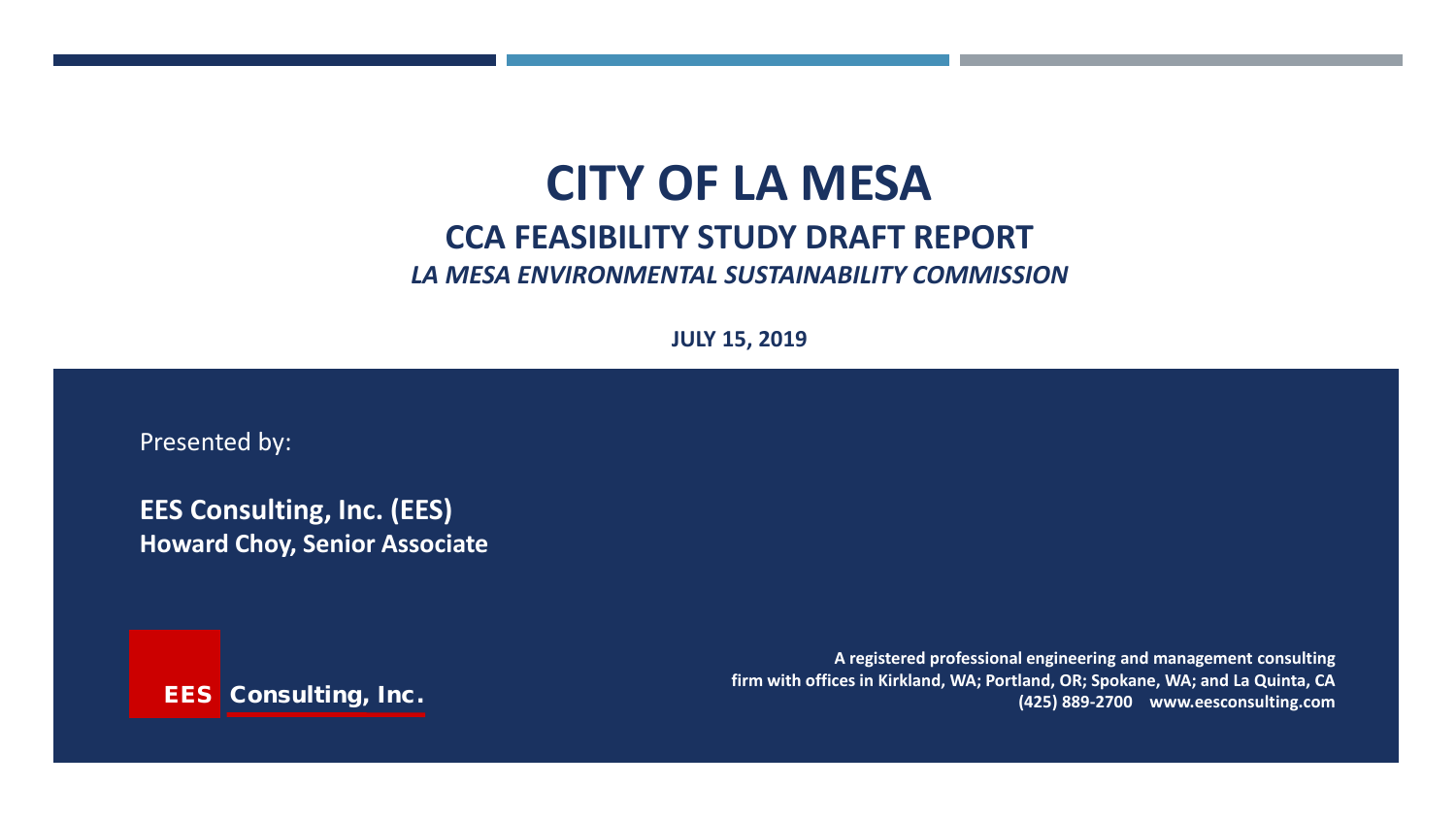# CITY OF LA MESA

## CCA FEASIBILITY STUDY DRAFT REPORT

***LA MESA ENVIRONMENTAL SUSTAINABILITY COMMISSION***

**JULY 15, 2019**

Presented by:

**EES Consulting, Inc. (EES)**
**Howard Choy, Senior Associate**

EES Consulting, Inc.

**A registered professional engineering and management consulting firm with offices in Kirkland, WA; Portland, OR; Spokane, WA; and La Quinta, CA**
**(425) 889-2700 www.eesconsulting.com**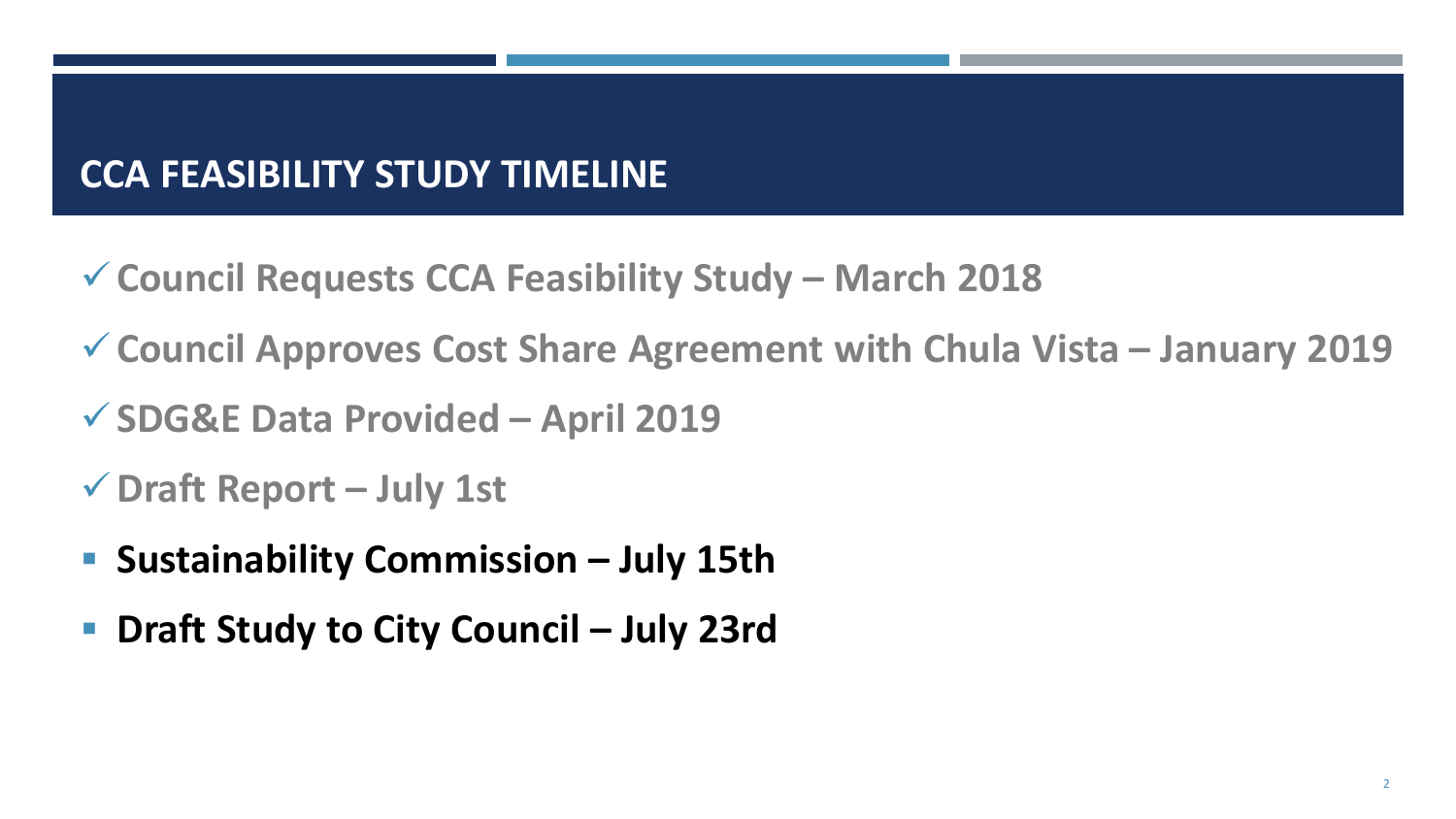## CCA FEASIBILITY STUDY TIMELINE

- ✓ **Council Requests CCA Feasibility Study – March 2018**
- ✓ **Council Approves Cost Share Agreement with Chula Vista – January 2019**
- ✓ **SDG&E Data Provided – April 2019**
- ✓ **Draft Report – July 1st**
- **Sustainability Commission – July 15th**
- **Draft Study to City Council – July 23rd**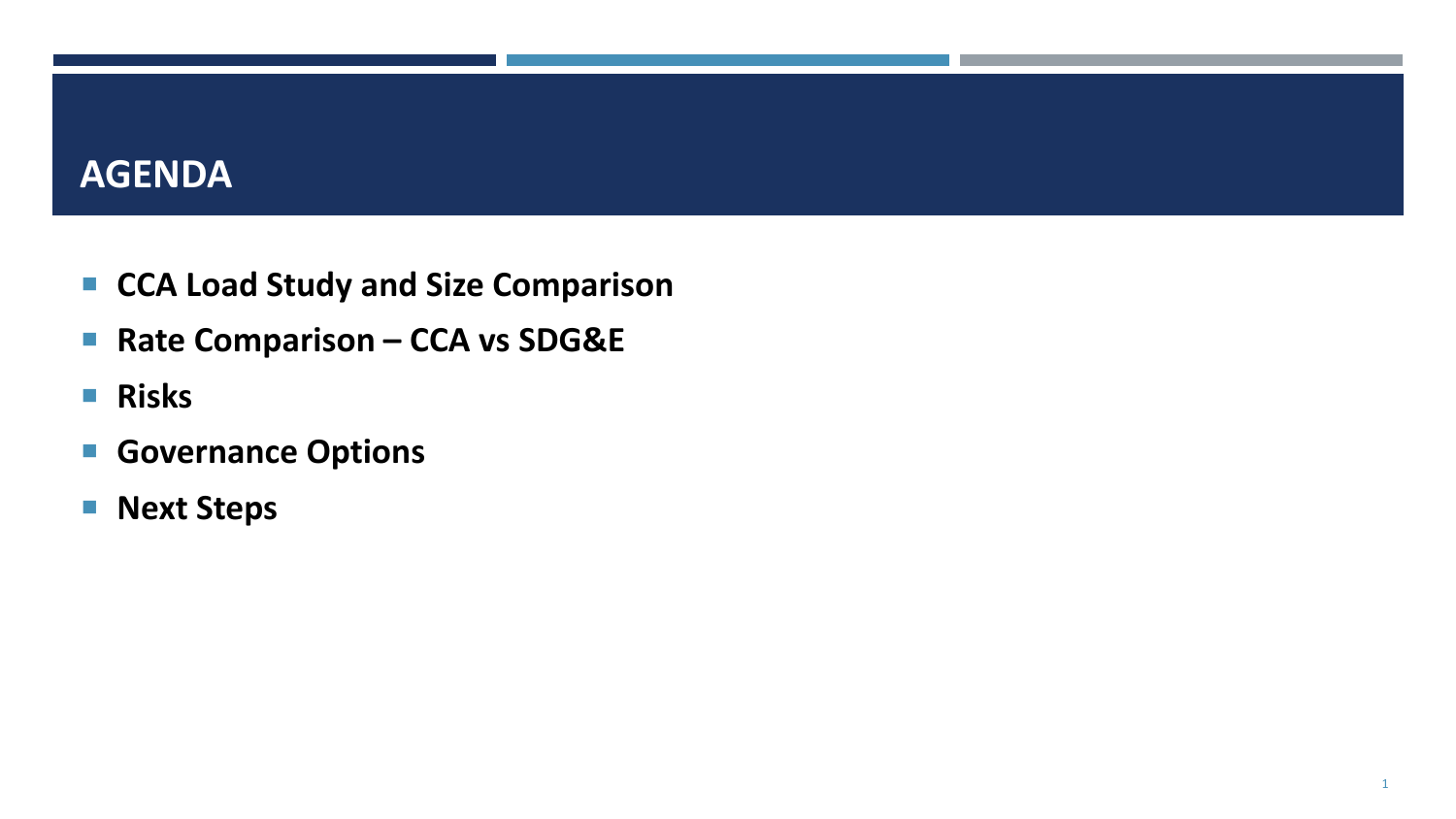# AGENDA

- **CCA Load Study and Size Comparison**
- **Rate Comparison – CCA vs SDG&E**
- **Risks**
- **Governance Options**
- **Next Steps**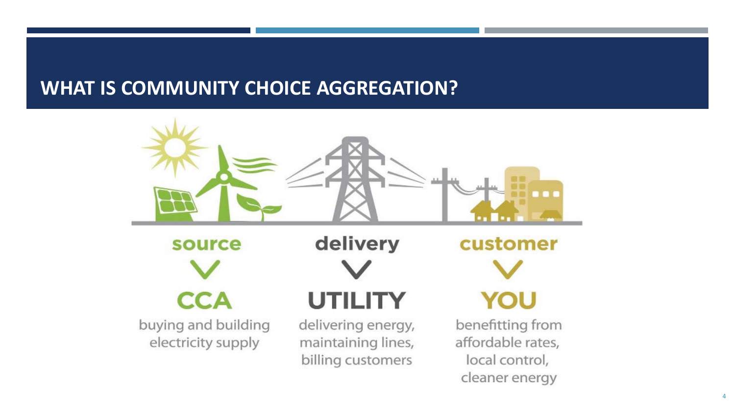# WHAT IS COMMUNITY CHOICE AGGREGATION?

**source**

**CCA**

buying and building electricity supply

**delivery**

**UTILITY**

delivering energy, maintaining lines, billing customers

**customer**

**YOU**

benefitting from affordable rates, local control, cleaner energy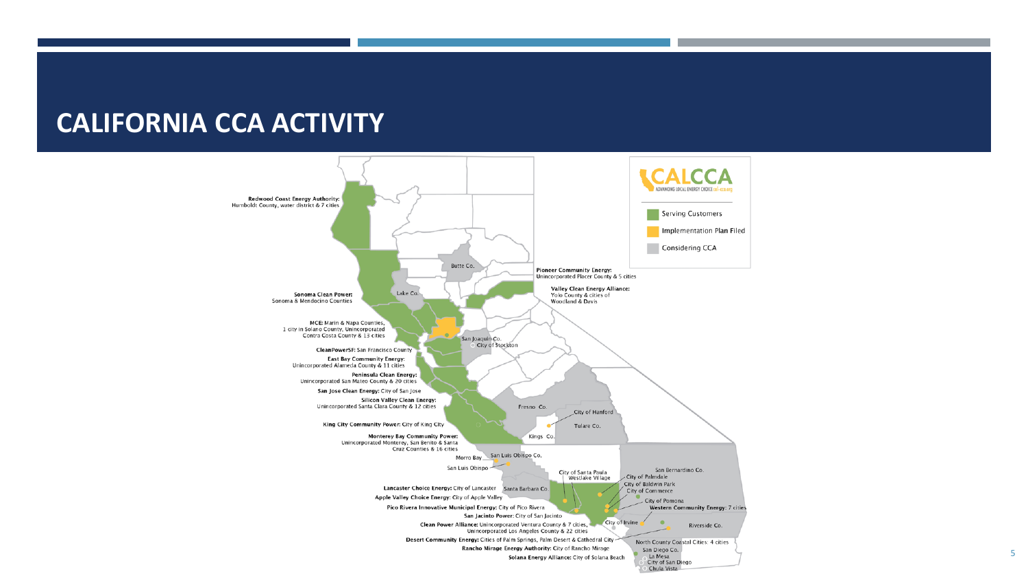# CALIFORNIA CCA ACTIVITY

CALCCA — ADVANCING LOCAL ENERGY CHOICE cal-cca.org

- Serving Customers
- Implementation Plan Filed
- Considering CCA

**Redwood Coast Energy Authority:** Humboldt County, water district & 7 cities

**Sonoma Clean Power:** Sonoma & Mendocino Counties

**MCE:** Marin & Napa Counties, 1 city in Solano County, Unincorporated Contra Costa County & 13 cities

**CleanPowerSF:** San Francisco County

**East Bay Community Energy:** Unincorporated Alameda County & 11 cities

**Peninsula Clean Energy:** Unincorporated San Mateo County & 20 cities

**San Jose Clean Energy:** City of San Jose

**Silicon Valley Clean Energy:** Unincorporated Santa Clara County & 12 cities

**King City Community Power:** City of King City

**Monterey Bay Community Power:** Unincorporated Monterey, San Benito & Santa Cruz Counties & 16 cities

**Pioneer Community Energy:** Unincorporated Placer County & 5 cities

**Valley Clean Energy Alliance:** Yolo County & cities of Woodland & Davis

**Lancaster Choice Energy:** City of Lancaster

**Apple Valley Choice Energy:** City of Apple Valley

**Pico Rivera Innovative Municipal Energy:** City of Pico Rivera

**San Jacinto Power:** City of San Jacinto

**Clean Power Alliance:** Unincorporated Ventura County & 7 cities, Unincorporated Los Angeles County & 22 cities

**Desert Community Energy:** Cities of Palm Springs, Palm Desert & Cathedral City

**Rancho Mirage Energy Authority:** City of Rancho Mirage

**Solana Energy Alliance:** City of Solana Beach

**Western Community Energy:** 7 cities

Butte Co., Lake Co., San Joaquin Co., City of Stockton, Fresno Co., City of Hanford, Tulare Co., Kings Co., Morro Bay, San Luis Obispo, San Luis Obispo Co., Santa Barbara Co., City of Santa Paula, Westlake Village, City of Palmdale, City of Baldwin Park, City of Commerce, City of Pomona, San Bernardino Co., City of Irvine, Riverside Co., North County Coastal Cities: 4 cities, San Diego Co., La Mesa, City of San Diego, Chula Vista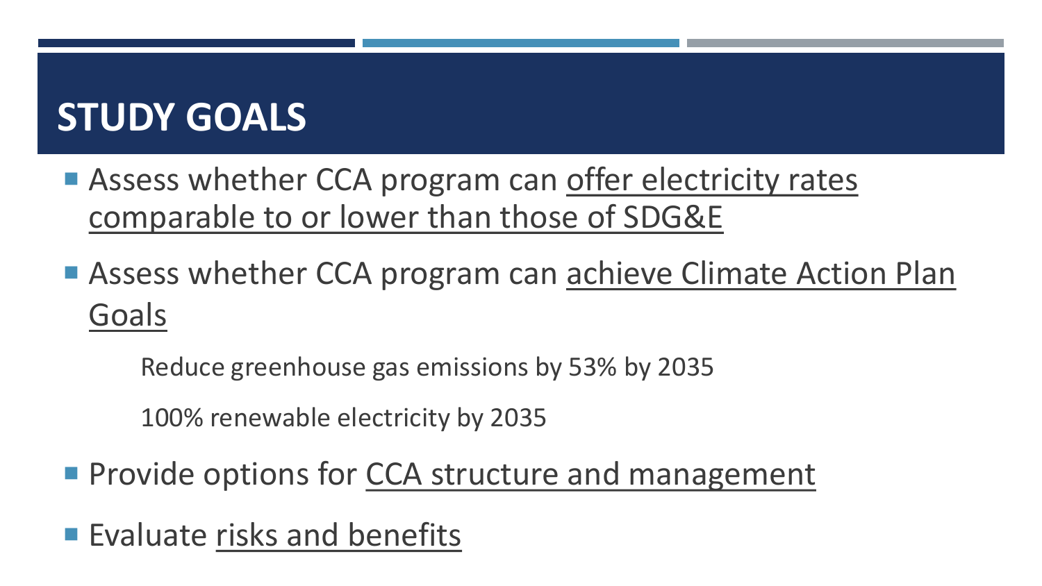# STUDY GOALS

- Assess whether CCA program can <u>offer electricity rates comparable to or lower than those of SDG&E</u>
- Assess whether CCA program can <u>achieve Climate Action Plan Goals</u>
  - Reduce greenhouse gas emissions by 53% by 2035
  - 100% renewable electricity by 2035
- Provide options for <u>CCA structure and management</u>
- Evaluate <u>risks and benefits</u>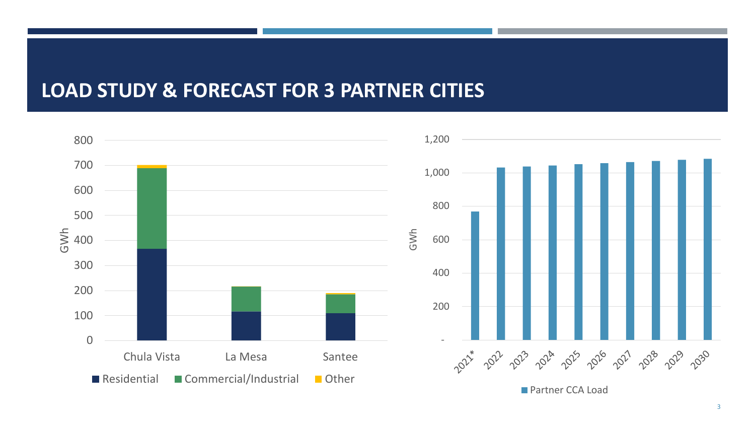# LOAD STUDY & FORECAST FOR 3 PARTNER CITIES

GWh

800
700
600
500
400
300
200
100
0

Chula Vista | La Mesa | Santee

■ Residential ■ Commercial/Industrial ■ Other

GWh

1,200
1,000
800
600
400
200
-

2021* 2022 2023 2024 2025 2026 2027 2028 2029 2030

■ Partner CCA Load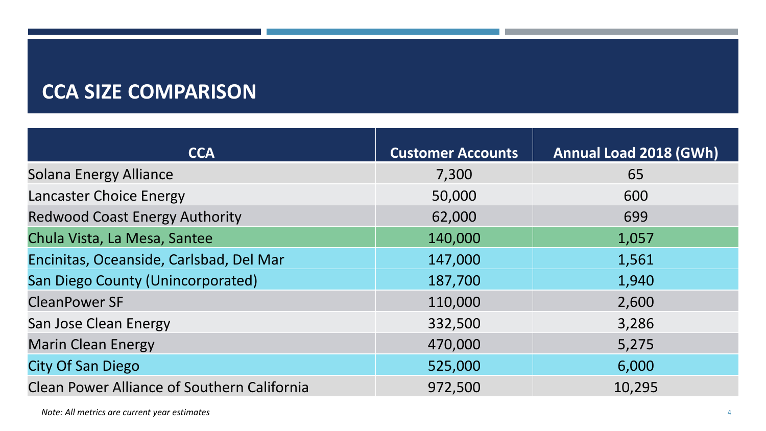# CCA SIZE COMPARISON

| CCA | Customer Accounts | Annual Load 2018 (GWh) |
|---|---|---|
| Solana Energy Alliance | 7,300 | 65 |
| Lancaster Choice Energy | 50,000 | 600 |
| Redwood Coast Energy Authority | 62,000 | 699 |
| Chula Vista, La Mesa, Santee | 140,000 | 1,057 |
| Encinitas, Oceanside, Carlsbad, Del Mar | 147,000 | 1,561 |
| San Diego County (Unincorporated) | 187,700 | 1,940 |
| CleanPower SF | 110,000 | 2,600 |
| San Jose Clean Energy | 332,500 | 3,286 |
| Marin Clean Energy | 470,000 | 5,275 |
| City Of San Diego | 525,000 | 6,000 |
| Clean Power Alliance of Southern California | 972,500 | 10,295 |

*Note: All metrics are current year estimates*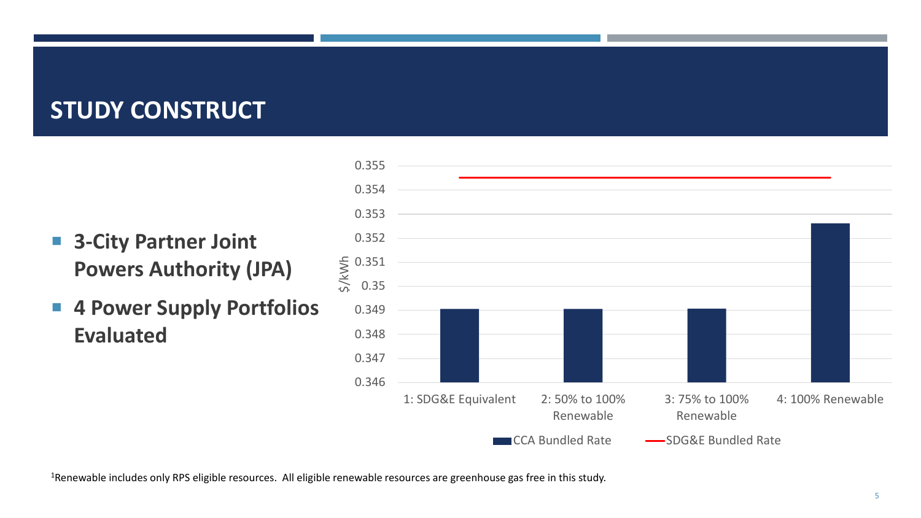# STUDY CONSTRUCT

- **3-City Partner Joint Powers Authority (JPA)**
- **4 Power Supply Portfolios Evaluated**

$/kWh

0.355
0.354
0.353
0.352
0.351
0.35
0.349
0.348
0.347
0.346

1: SDG&E Equivalent
2: 50% to 100% Renewable
3: 75% to 100% Renewable
4: 100% Renewable

CCA Bundled Rate
SDG&E Bundled Rate

[1]Renewable includes only RPS eligible resources. All eligible renewable resources are greenhouse gas free in this study.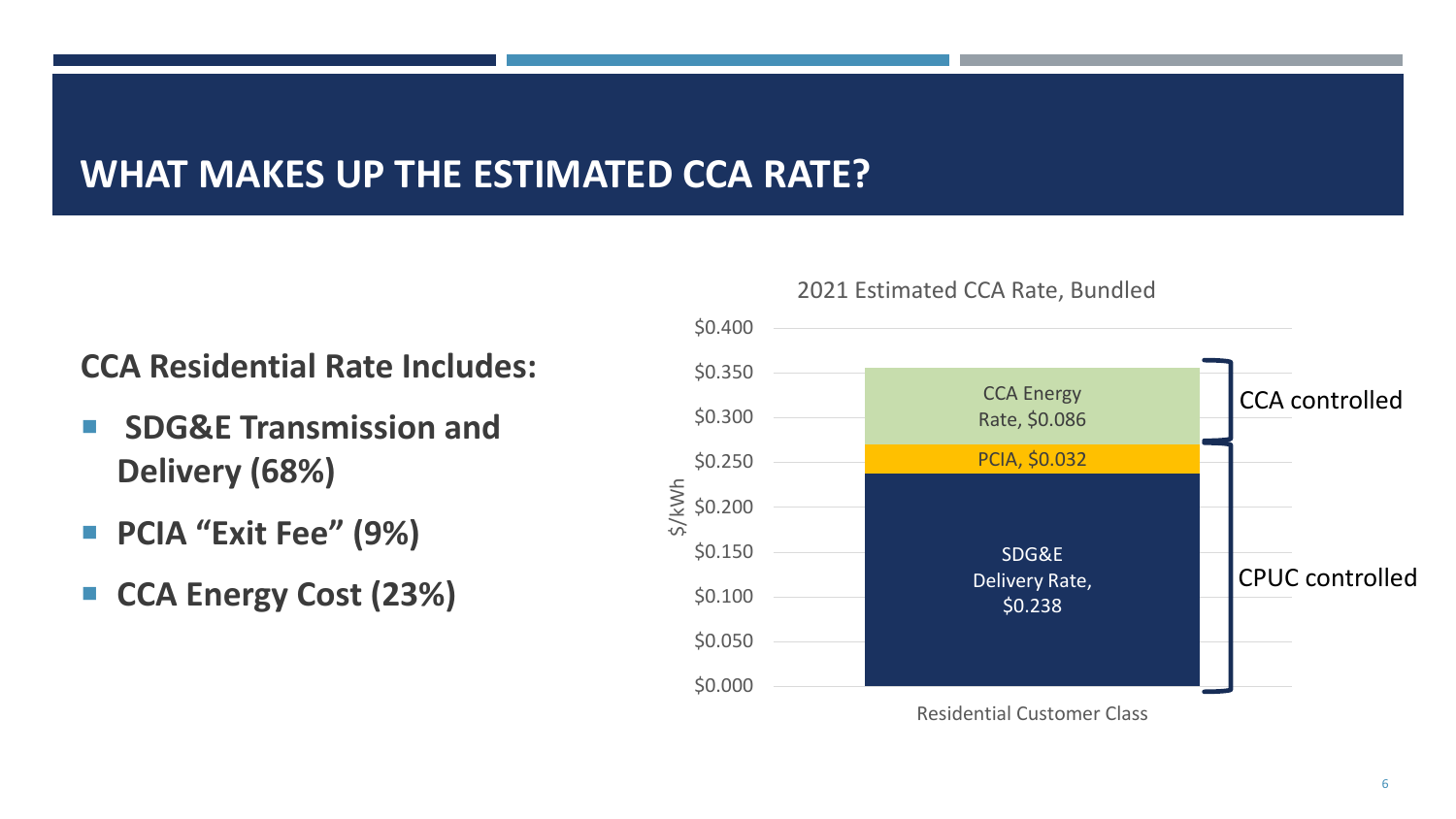# WHAT MAKES UP THE ESTIMATED CCA RATE?

**CCA Residential Rate Includes:**

- **SDG&E Transmission and Delivery (68%)**
- **PCIA "Exit Fee" (9%)**
- **CCA Energy Cost (23%)**

2021 Estimated CCA Rate, Bundled

| Residential Customer Class | $/kWh | Controlled by |
|---|---|---|
| CCA Energy Rate | $0.086 | CCA controlled |
| PCIA | $0.032 | CPUC controlled |
| SDG&E Delivery Rate | $0.238 | CPUC controlled |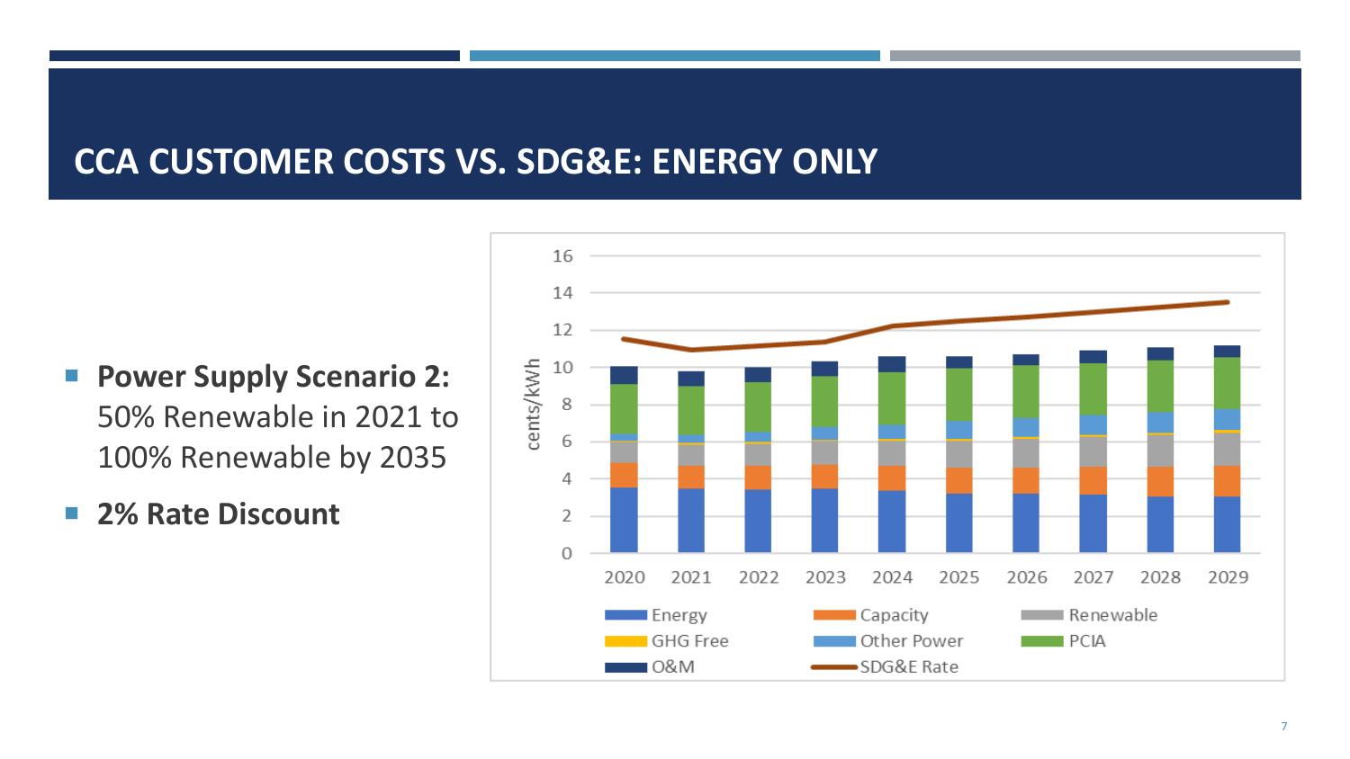# CCA CUSTOMER COSTS VS. SDG&E: ENERGY ONLY

- **Power Supply Scenario 2:** 50% Renewable in 2021 to 100% Renewable by 2035
- **2% Rate Discount**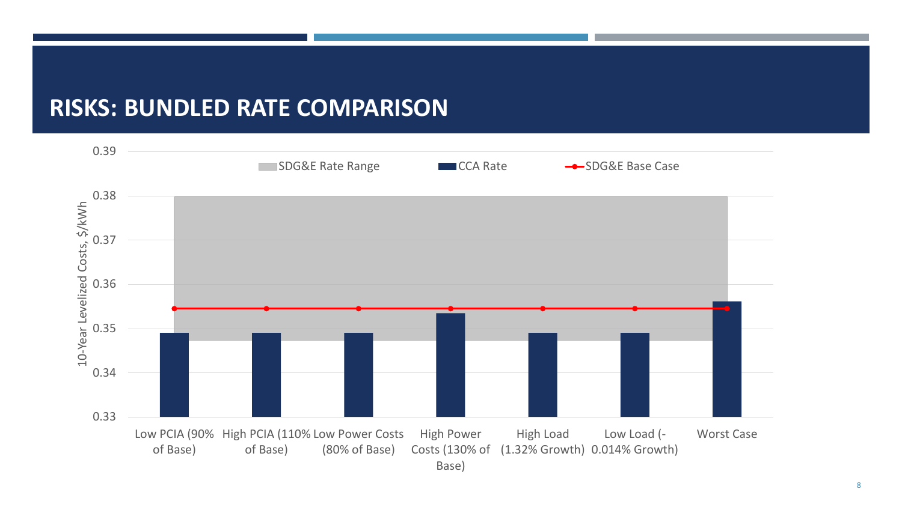## RISKS: BUNDLED RATE COMPARISON

10-Year Levelized Costs, $/kWh

Legend: SDG&E Rate Range | CCA Rate | SDG&E Base Case

Categories: Low PCIA (90% of Base) | High PCIA (110% of Base) | Low Power Costs (80% of Base) | High Power Costs (130% of Base) | High Load (1.32% Growth) | Low Load (-0.014% Growth) | Worst Case

Y-axis: 0.33, 0.34, 0.35, 0.36, 0.37, 0.38, 0.39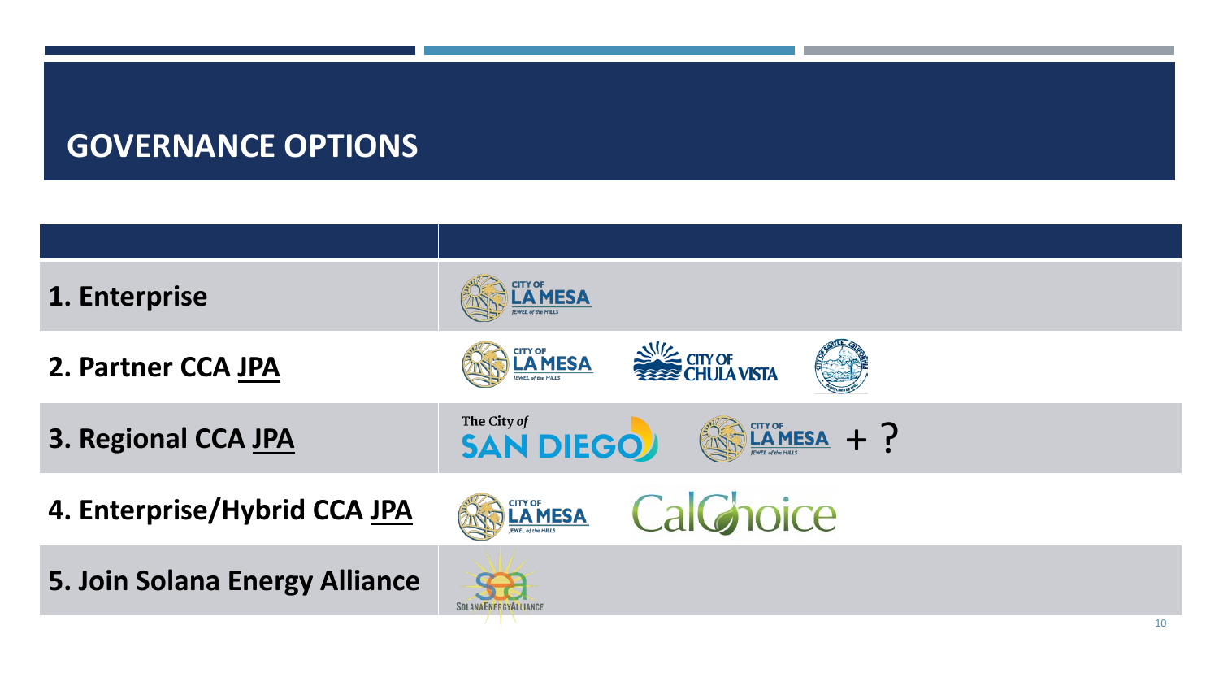## GOVERNANCE OPTIONS

| | |
|---|---|
| 1. Enterprise | City of La Mesa |
| 2. Partner CCA JPA | City of La Mesa, City of Chula Vista, City of Santee |
| 3. Regional CCA JPA | The City of San Diego, City of La Mesa + ? |
| 4. Enterprise/Hybrid CCA JPA | City of La Mesa, CalChoice |
| 5. Join Solana Energy Alliance | Solana Energy Alliance |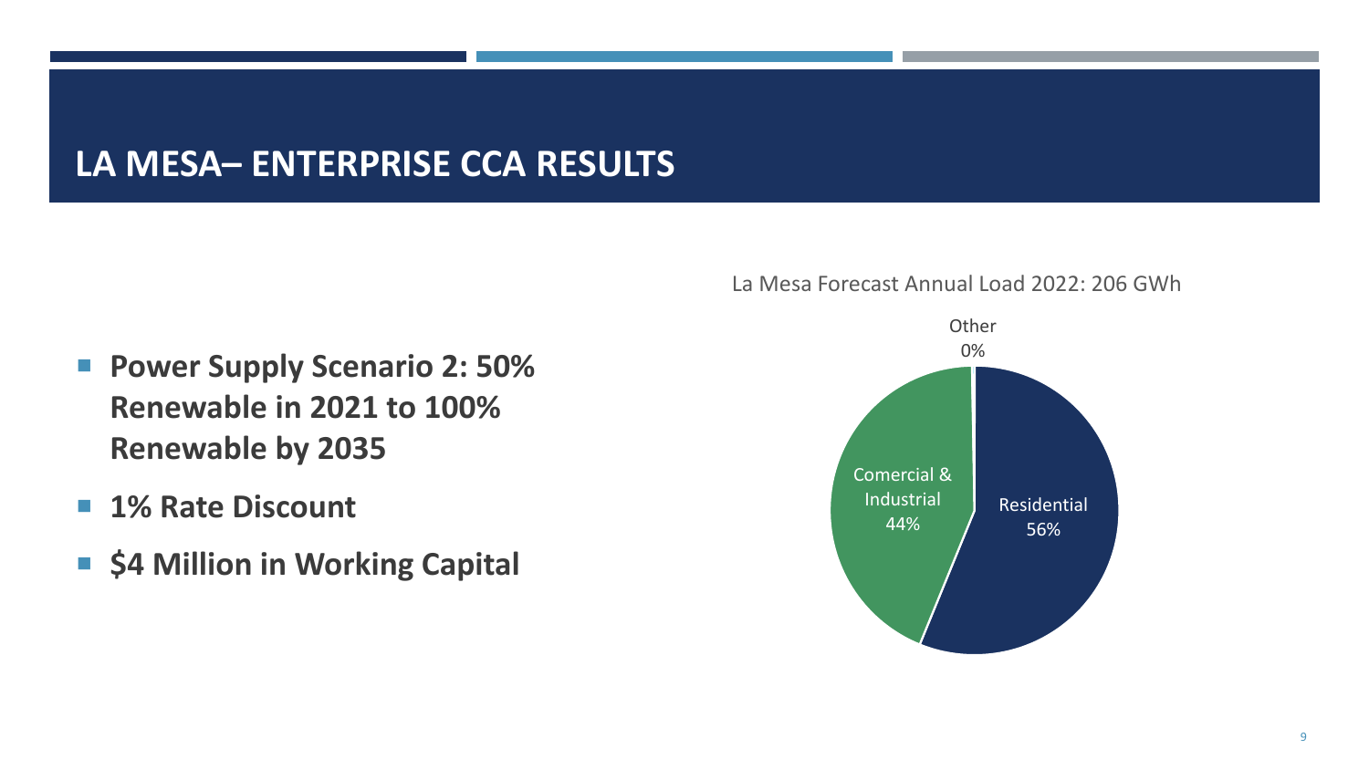# LA MESA– ENTERPRISE CCA RESULTS

- **Power Supply Scenario 2: 50% Renewable in 2021 to 100% Renewable by 2035**
- **1% Rate Discount**
- **$4 Million in Working Capital**

La Mesa Forecast Annual Load 2022: 206 GWh

| Category | Share |
|---|---|
| Residential | 56% |
| Comercial & Industrial | 44% |
| Other | 0% |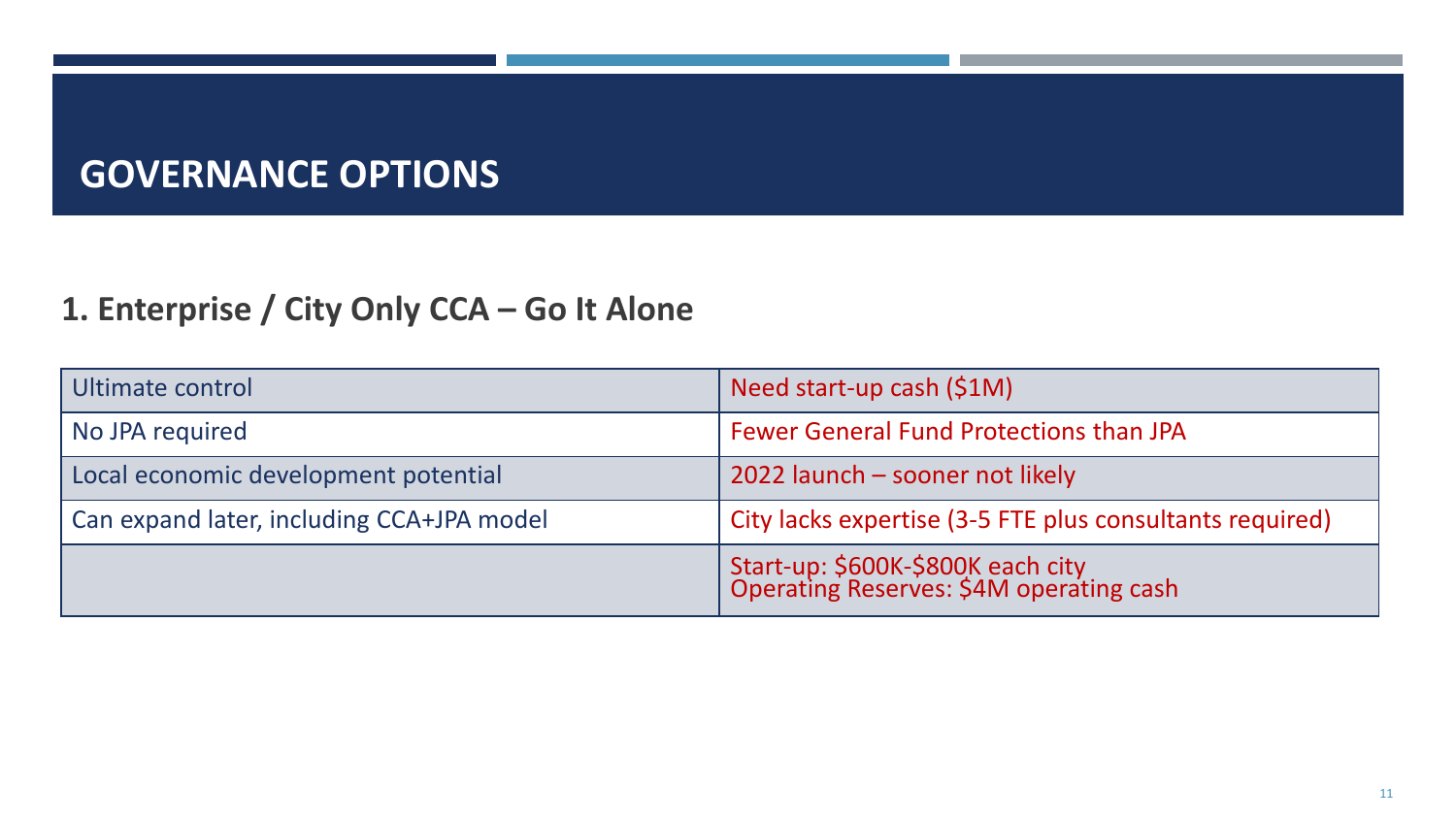# GOVERNANCE OPTIONS

## 1. Enterprise / City Only CCA – Go It Alone

| | |
|---|---|
| Ultimate control | Need start-up cash ($1M) |
| No JPA required | Fewer General Fund Protections than JPA |
| Local economic development potential | 2022 launch – sooner not likely |
| Can expand later, including CCA+JPA model | City lacks expertise (3-5 FTE plus consultants required) |
| | Start-up: $600K-$800K each city<br>Operating Reserves: $4M operating cash |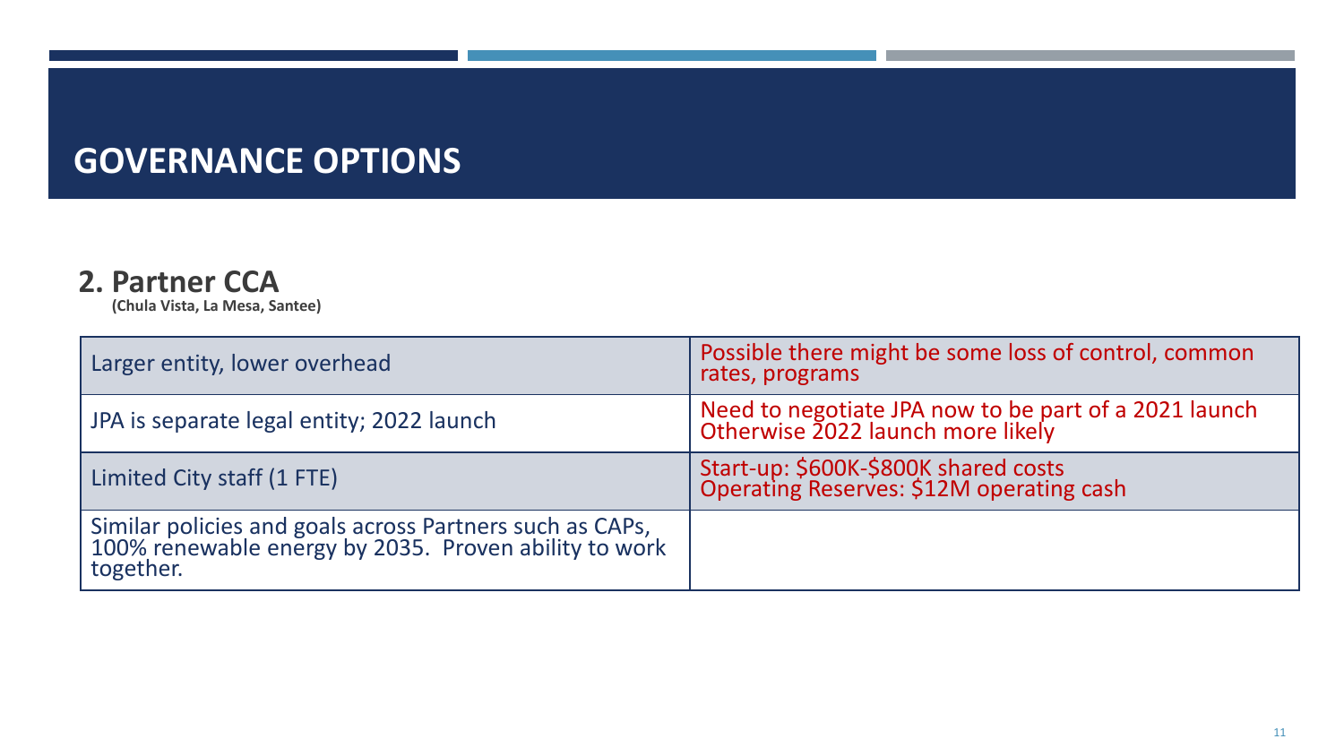# GOVERNANCE OPTIONS

## 2. Partner CCA

**(Chula Vista, La Mesa, Santee)**

| Larger entity, lower overhead | Possible there might be some loss of control, common rates, programs |
|---|---|
| JPA is separate legal entity; 2022 launch | Need to negotiate JPA now to be part of a 2021 launch<br>Otherwise 2022 launch more likely |
| Limited City staff (1 FTE) | Start-up: $600K-$800K shared costs<br>Operating Reserves: $12M operating cash |
| Similar policies and goals across Partners such as CAPs, 100% renewable energy by 2035. Proven ability to work together. | |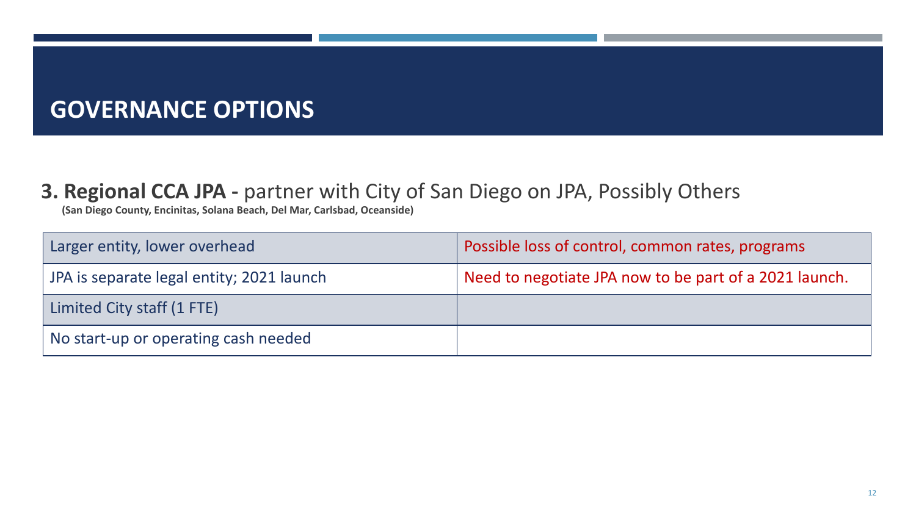# GOVERNANCE OPTIONS

### **3. Regional CCA JPA -** partner with City of San Diego on JPA, Possibly Others

**(San Diego County, Encinitas, Solana Beach, Del Mar, Carlsbad, Oceanside)**

| | |
|---|---|
| Larger entity, lower overhead | Possible loss of control, common rates, programs |
| JPA is separate legal entity; 2021 launch | Need to negotiate JPA now to be part of a 2021 launch. |
| Limited City staff (1 FTE) | |
| No start-up or operating cash needed | |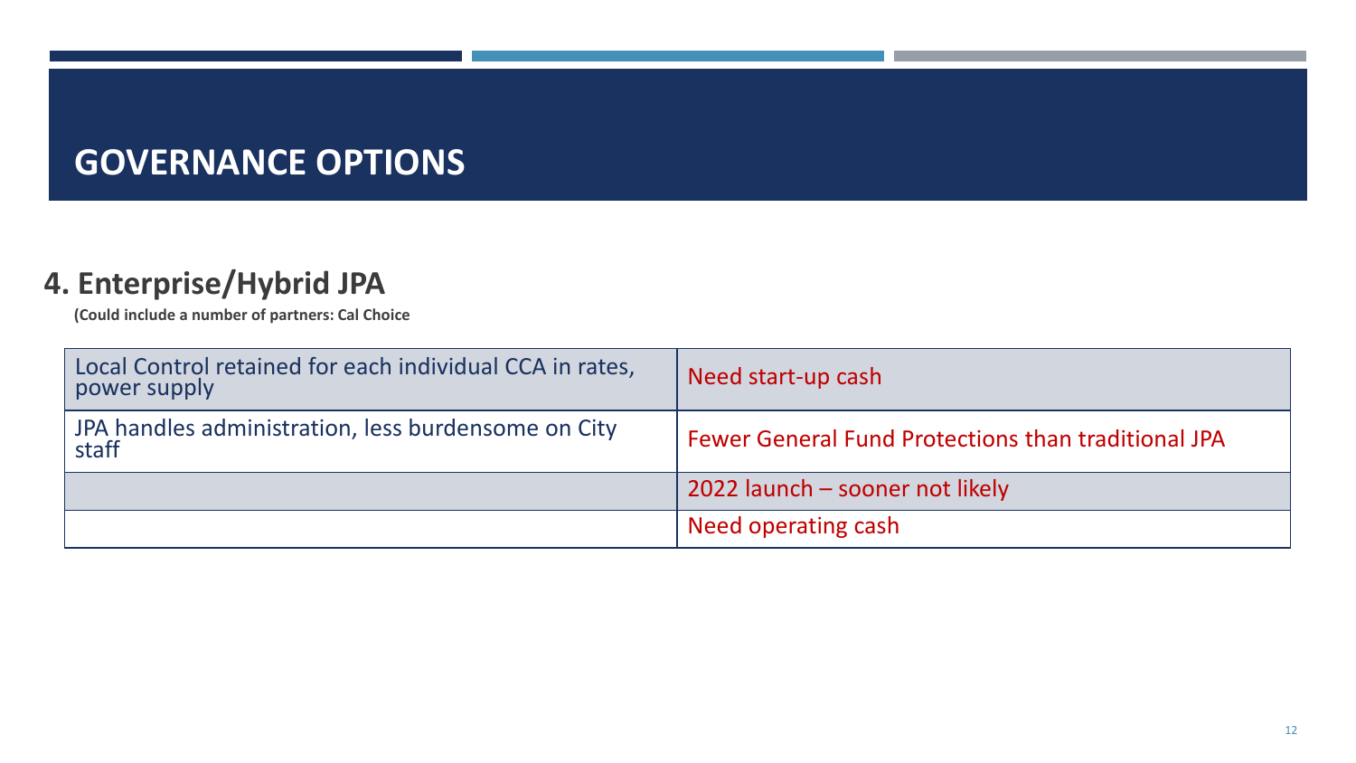# GOVERNANCE OPTIONS

## 4. Enterprise/Hybrid JPA

**(Could include a number of partners: Cal Choice**

| | |
|---|---|
| Local Control retained for each individual CCA in rates, power supply | Need start-up cash |
| JPA handles administration, less burdensome on City staff | Fewer General Fund Protections than traditional JPA |
| | 2022 launch – sooner not likely |
| | Need operating cash |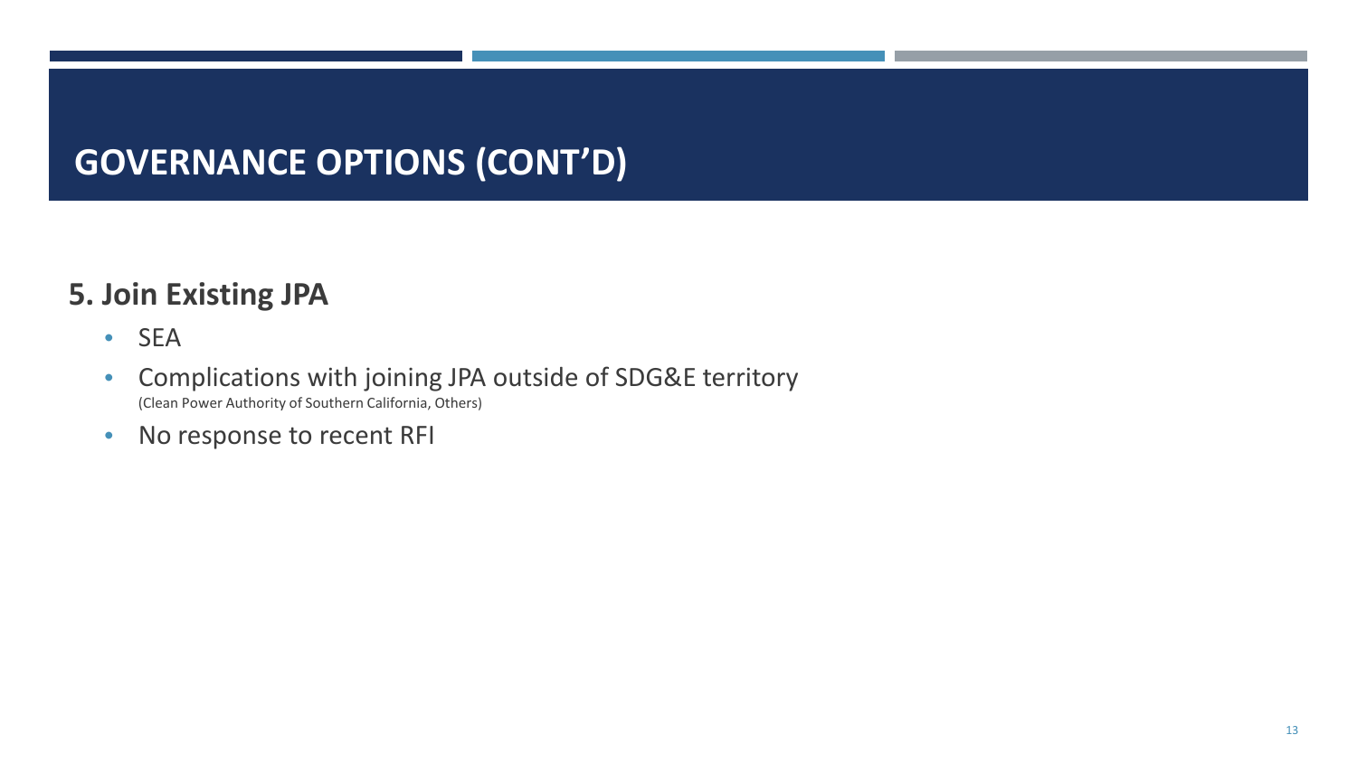# GOVERNANCE OPTIONS (CONT'D)

## 5. Join Existing JPA

- SEA
- Complications with joining JPA outside of SDG&E territory
  (Clean Power Authority of Southern California, Others)
- No response to recent RFI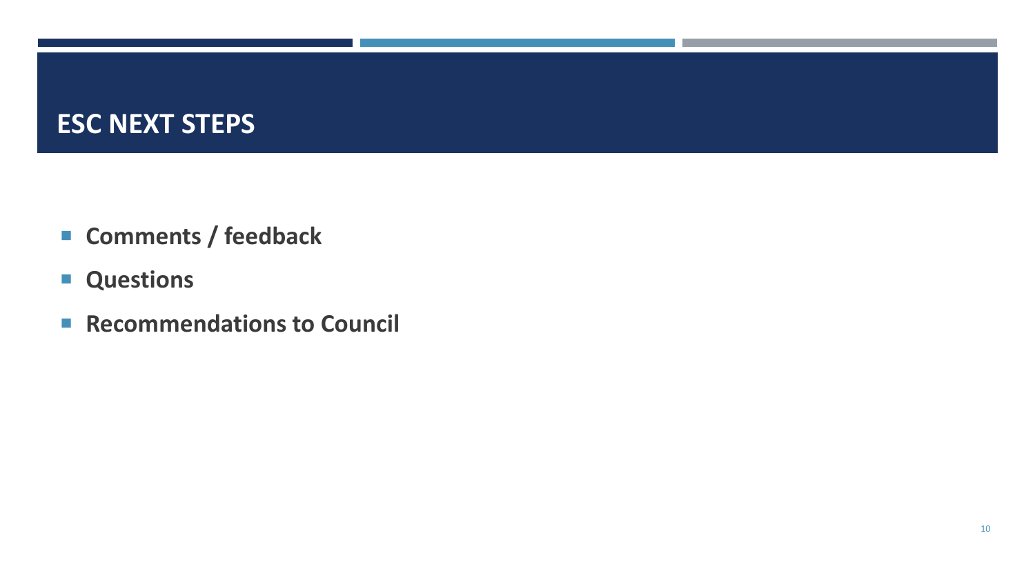# ESC NEXT STEPS

- **Comments / feedback**
- **Questions**
- **Recommendations to Council**